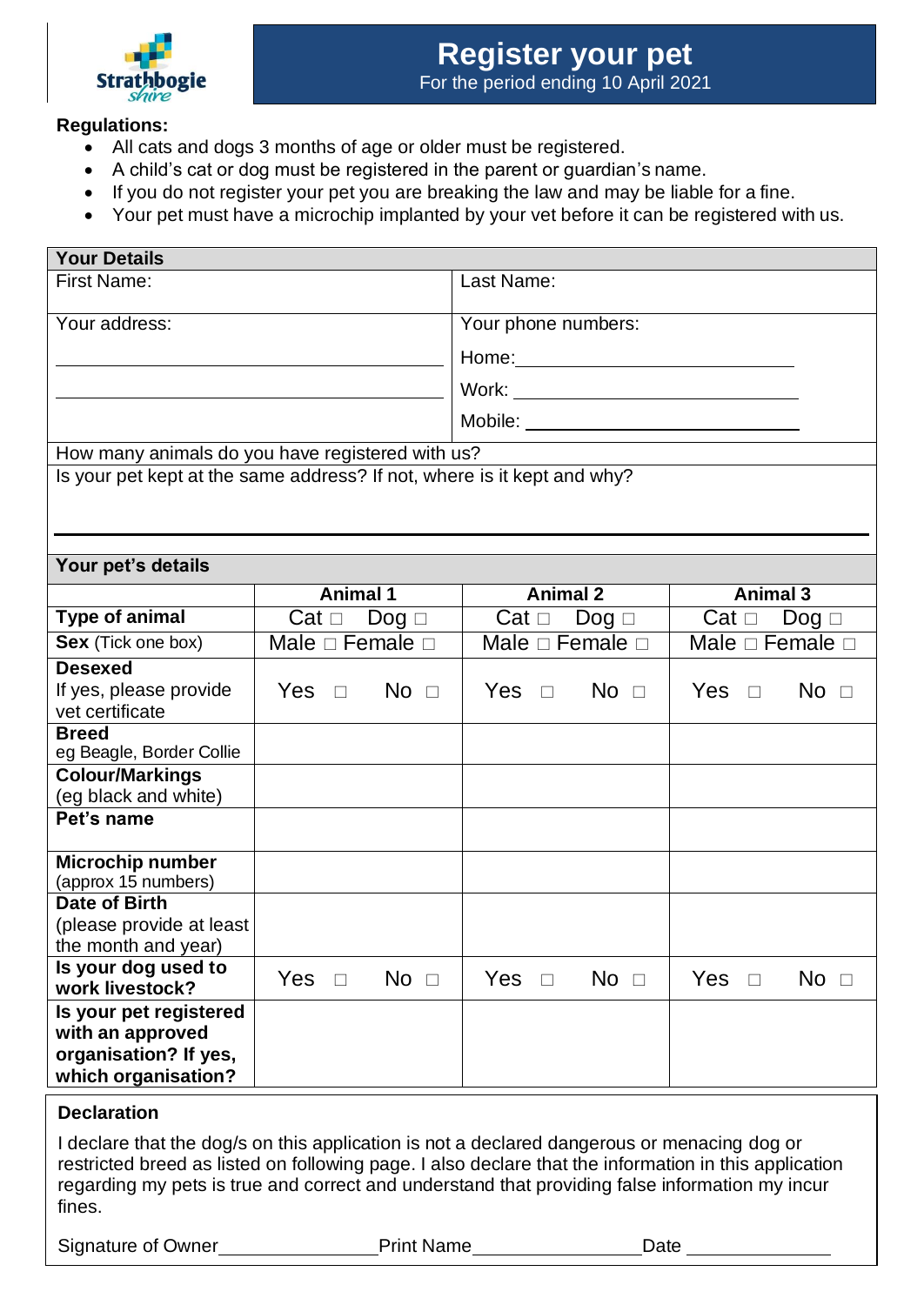Strathbogie Shire

# Register your pet

For the period ending 10 April 2021

**Regulations:**

- All cats and dogs 3 months of age or older must be registered.
- A child's cat or dog must be registered in the parent or guardian's name.
- If you do not register your pet you are breaking the law and may be liable for a fine.
- Your pet must have a microchip implanted by your vet before it can be registered with us.

## Your Details

| First Name: | Last Name: |
|---|---|
| Your address: ____________________ ____________________ | Your phone numbers: Home: ____________ Work: ____________ Mobile: ____________ |

How many animals do you have registered with us?

Is your pet kept at the same address? If not, where is it kept and why?

## Your pet's details

| | Animal 1 | Animal 2 | Animal 3 |
|---|---|---|---|
| **Type of animal** | Cat □ Dog □ | Cat □ Dog □ | Cat □ Dog □ |
| **Sex** (Tick one box) | Male □ Female □ | Male □ Female □ | Male □ Female □ |
| **Desexed** If yes, please provide vet certificate | Yes □ No □ | Yes □ No □ | Yes □ No □ |
| **Breed** eg Beagle, Border Collie | | | |
| **Colour/Markings** (eg black and white) | | | |
| **Pet's name** | | | |
| **Microchip number** (approx 15 numbers) | | | |
| **Date of Birth** (please provide at least the month and year) | | | |
| **Is your dog used to work livestock?** | Yes □ No □ | Yes □ No □ | Yes □ No □ |
| **Is your pet registered with an approved organisation? If yes, which organisation?** | | | |

**Declaration**

I declare that the dog/s on this application is not a declared dangerous or menacing dog or restricted breed as listed on following page. I also declare that the information in this application regarding my pets is true and correct and understand that providing false information my incur fines.

Signature of Owner______________ Print Name______________ Date ______________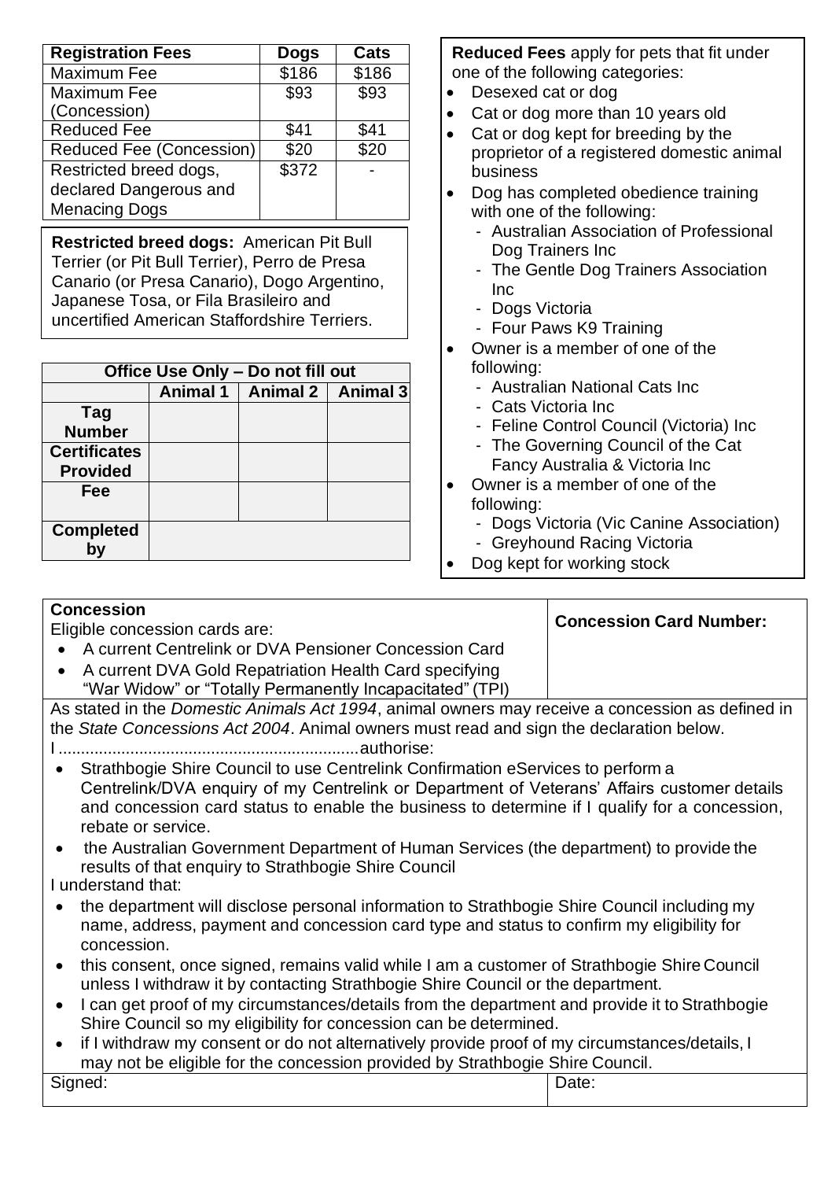| Registration Fees | Dogs | Cats |
|---|---|---|
| Maximum Fee | $186 | $186 |
| Maximum Fee (Concession) | $93 | $93 |
| Reduced Fee | $41 | $41 |
| Reduced Fee (Concession) | $20 | $20 |
| Restricted breed dogs, declared Dangerous and Menacing Dogs | $372 | - |

**Restricted breed dogs:** American Pit Bull Terrier (or Pit Bull Terrier), Perro de Presa Canario (or Presa Canario), Dogo Argentino, Japanese Tosa, or Fila Brasileiro and uncertified American Staffordshire Terriers.

| Office Use Only – Do not fill out | | | |
|---|---|---|---|
| | **Animal 1** | **Animal 2** | **Animal 3** |
| **Tag Number** | | | |
| **Certificates Provided** | | | |
| **Fee** | | | |
| **Completed by** | | | |

**Reduced Fees** apply for pets that fit under one of the following categories:

- Desexed cat or dog
- Cat or dog more than 10 years old
- Cat or dog kept for breeding by the proprietor of a registered domestic animal business
- Dog has completed obedience training with one of the following:
  - Australian Association of Professional Dog Trainers Inc
  - The Gentle Dog Trainers Association Inc
  - Dogs Victoria
  - Four Paws K9 Training
- Owner is a member of one of the following:
  - Australian National Cats Inc
  - Cats Victoria Inc
  - Feline Control Council (Victoria) Inc
  - The Governing Council of the Cat Fancy Australia & Victoria Inc
- Owner is a member of one of the following:
  - Dogs Victoria (Vic Canine Association)
  - Greyhound Racing Victoria
- Dog kept for working stock

**Concession**

Eligible concession cards are:

- A current Centrelink or DVA Pensioner Concession Card
- A current DVA Gold Repatriation Health Card specifying "War Widow" or "Totally Permanently Incapacitated" (TPI)

**Concession Card Number:**

As stated in the *Domestic Animals Act 1994*, animal owners may receive a concession as defined in the *State Concessions Act 2004*. Animal owners must read and sign the declaration below.

I ..................................................................authorise:

- Strathbogie Shire Council to use Centrelink Confirmation eServices to perform a Centrelink/DVA enquiry of my Centrelink or Department of Veterans' Affairs customer details and concession card status to enable the business to determine if I qualify for a concession, rebate or service.
- the Australian Government Department of Human Services (the department) to provide the results of that enquiry to Strathbogie Shire Council

I understand that:

- the department will disclose personal information to Strathbogie Shire Council including my name, address, payment and concession card type and status to confirm my eligibility for concession.
- this consent, once signed, remains valid while I am a customer of Strathbogie Shire Council unless I withdraw it by contacting Strathbogie Shire Council or the department.
- I can get proof of my circumstances/details from the department and provide it to Strathbogie Shire Council so my eligibility for concession can be determined.
- if I withdraw my consent or do not alternatively provide proof of my circumstances/details, I may not be eligible for the concession provided by Strathbogie Shire Council.

| Signed: | Date: |
|---|---|